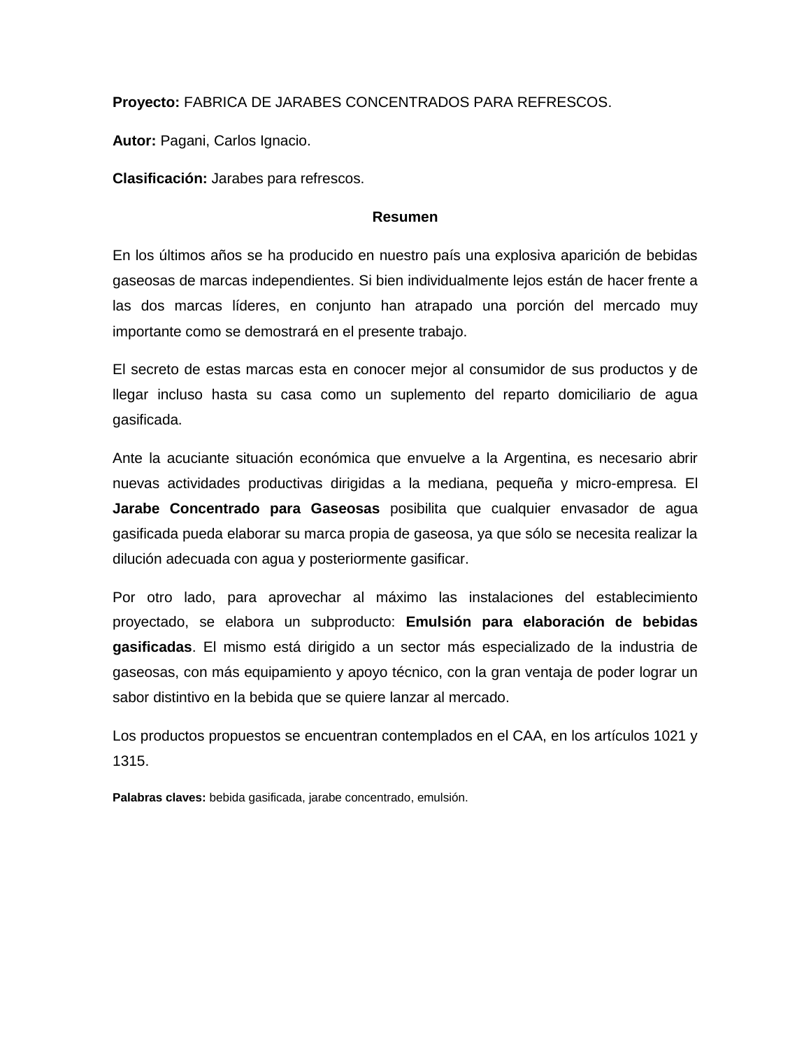**Proyecto:** FABRICA DE JARABES CONCENTRADOS PARA REFRESCOS.

**Autor:** Pagani, Carlos Ignacio.

**Clasificación:** Jarabes para refrescos.

## Resumen

En los últimos años se ha producido en nuestro país una explosiva aparición de bebidas gaseosas de marcas independientes. Si bien individualmente lejos están de hacer frente a las dos marcas líderes, en conjunto han atrapado una porción del mercado muy importante como se demostrará en el presente trabajo.

El secreto de estas marcas esta en conocer mejor al consumidor de sus productos y de llegar incluso hasta su casa como un suplemento del reparto domiciliario de agua gasificada.

Ante la acuciante situación económica que envuelve a la Argentina, es necesario abrir nuevas actividades productivas dirigidas a la mediana, pequeña y micro-empresa. El **Jarabe Concentrado para Gaseosas** posibilita que cualquier envasador de agua gasificada pueda elaborar su marca propia de gaseosa, ya que sólo se necesita realizar la dilución adecuada con agua y posteriormente gasificar.

Por otro lado, para aprovechar al máximo las instalaciones del establecimiento proyectado, se elabora un subproducto: **Emulsión para elaboración de bebidas gasificadas**. El mismo está dirigido a un sector más especializado de la industria de gaseosas, con más equipamiento y apoyo técnico, con la gran ventaja de poder lograr un sabor distintivo en la bebida que se quiere lanzar al mercado.

Los productos propuestos se encuentran contemplados en el CAA, en los artículos 1021 y 1315.

**Palabras claves:** bebida gasificada, jarabe concentrado, emulsión.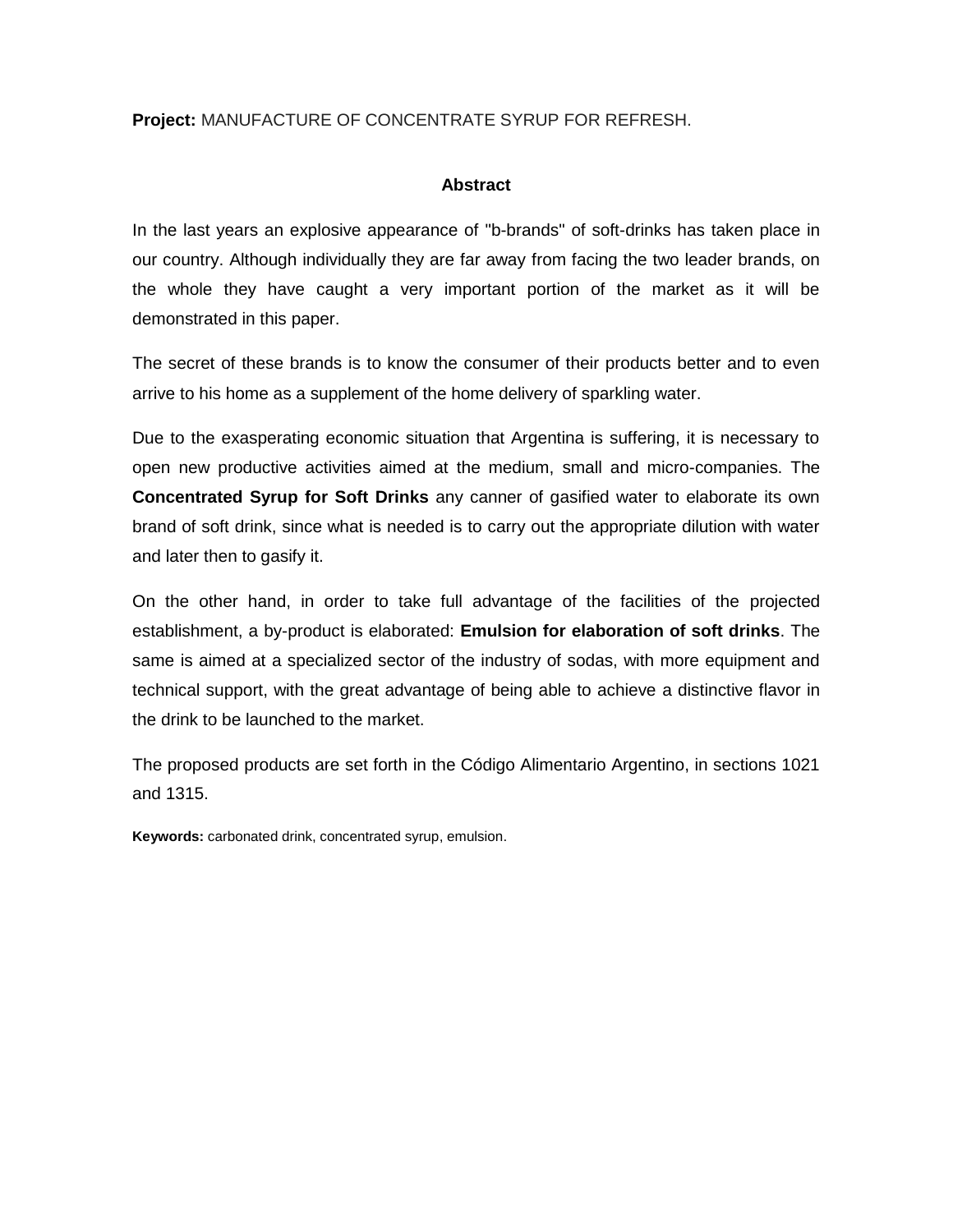**Project:** MANUFACTURE OF CONCENTRATE SYRUP FOR REFRESH.

## Abstract

In the last years an explosive appearance of "b-brands" of soft-drinks has taken place in our country. Although individually they are far away from facing the two leader brands, on the whole they have caught a very important portion of the market as it will be demonstrated in this paper.

The secret of these brands is to know the consumer of their products better and to even arrive to his home as a supplement of the home delivery of sparkling water.

Due to the exasperating economic situation that Argentina is suffering, it is necessary to open new productive activities aimed at the medium, small and micro-companies. The **Concentrated Syrup for Soft Drinks** any canner of gasified water to elaborate its own brand of soft drink, since what is needed is to carry out the appropriate dilution with water and later then to gasify it.

On the other hand, in order to take full advantage of the facilities of the projected establishment, a by-product is elaborated: **Emulsion for elaboration of soft drinks**. The same is aimed at a specialized sector of the industry of sodas, with more equipment and technical support, with the great advantage of being able to achieve a distinctive flavor in the drink to be launched to the market.

The proposed products are set forth in the Código Alimentario Argentino, in sections 1021 and 1315.

**Keywords:** carbonated drink, concentrated syrup, emulsion.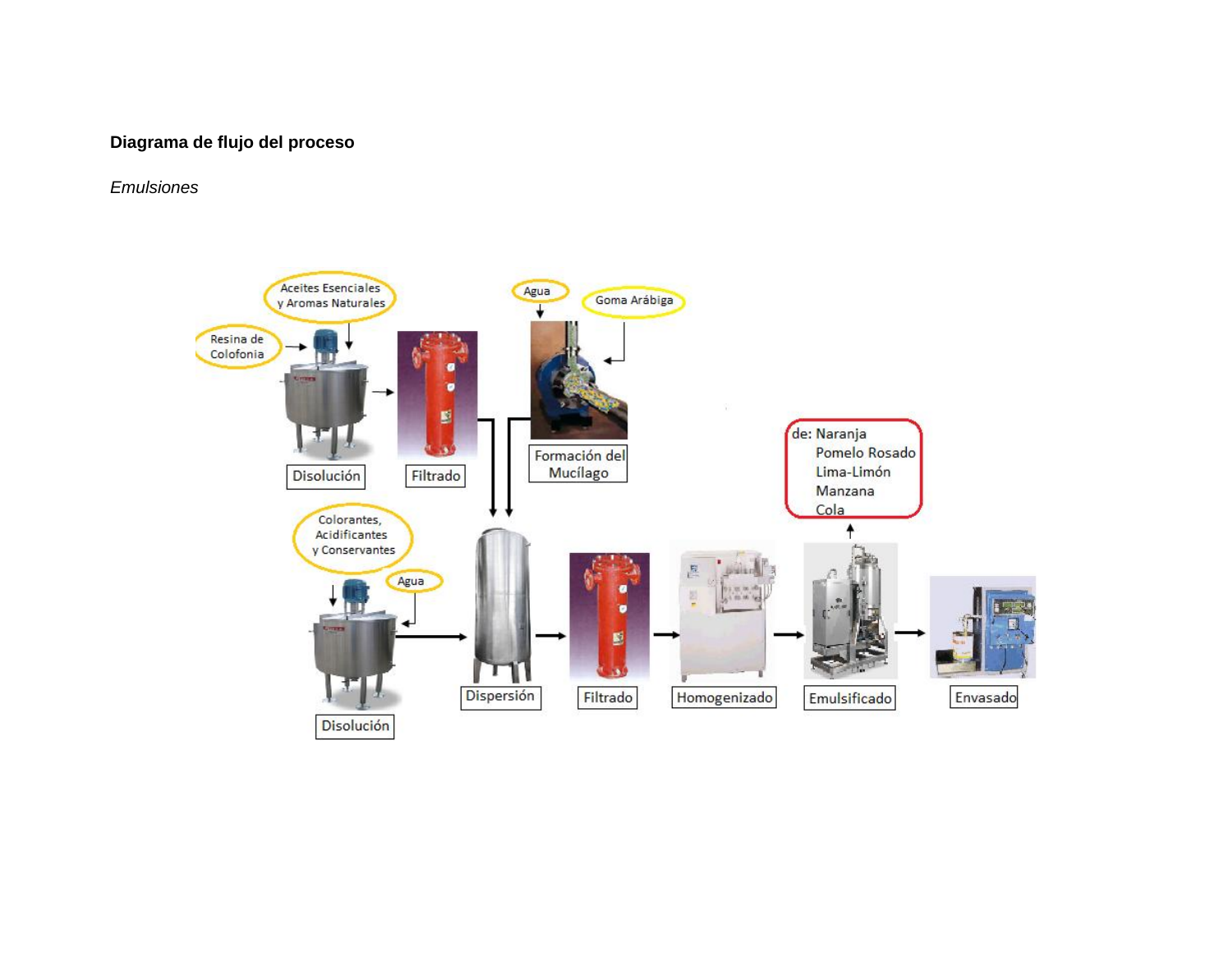**Diagrama de flujo del proceso**

*Emulsiones*

Resina de Colofonia

Aceites Esenciales y Aromas Naturales

Disolución

Filtrado

Agua

Goma Arábiga

Formación del Mucílago

Colorantes, Acidificantes y Conservantes

Agua

Disolución

Dispersión

Filtrado

Homogenizado

Emulsificado

de: Naranja
Pomelo Rosado
Lima-Limón
Manzana
Cola

Envasado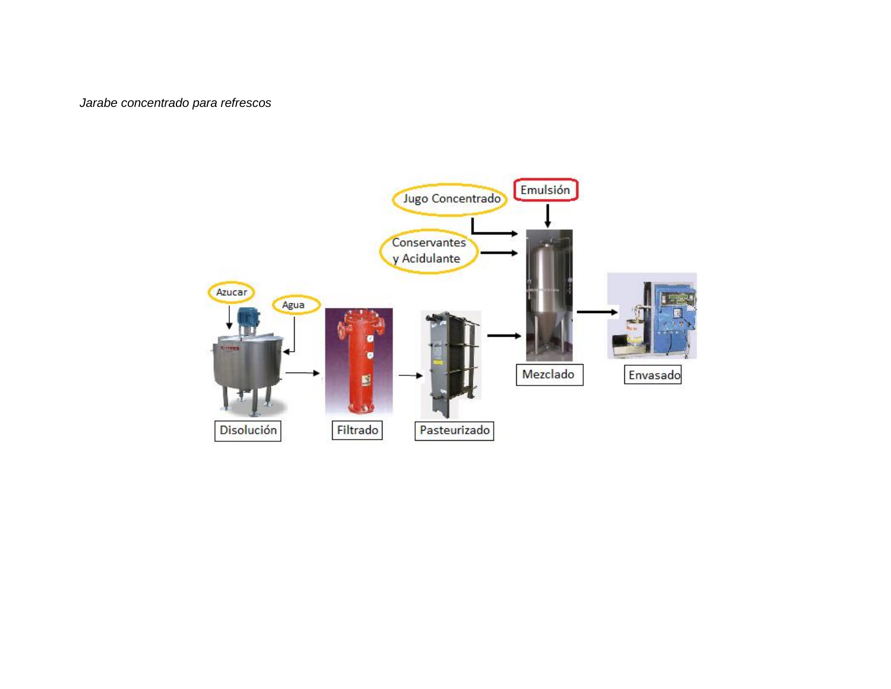*Jarabe concentrado para refrescos*

Emulsión

Jugo Concentrado

Conservantes y Acidulante

Azucar

Agua

Disolución

Filtrado

Pasteurizado

Mezclado

Envasado